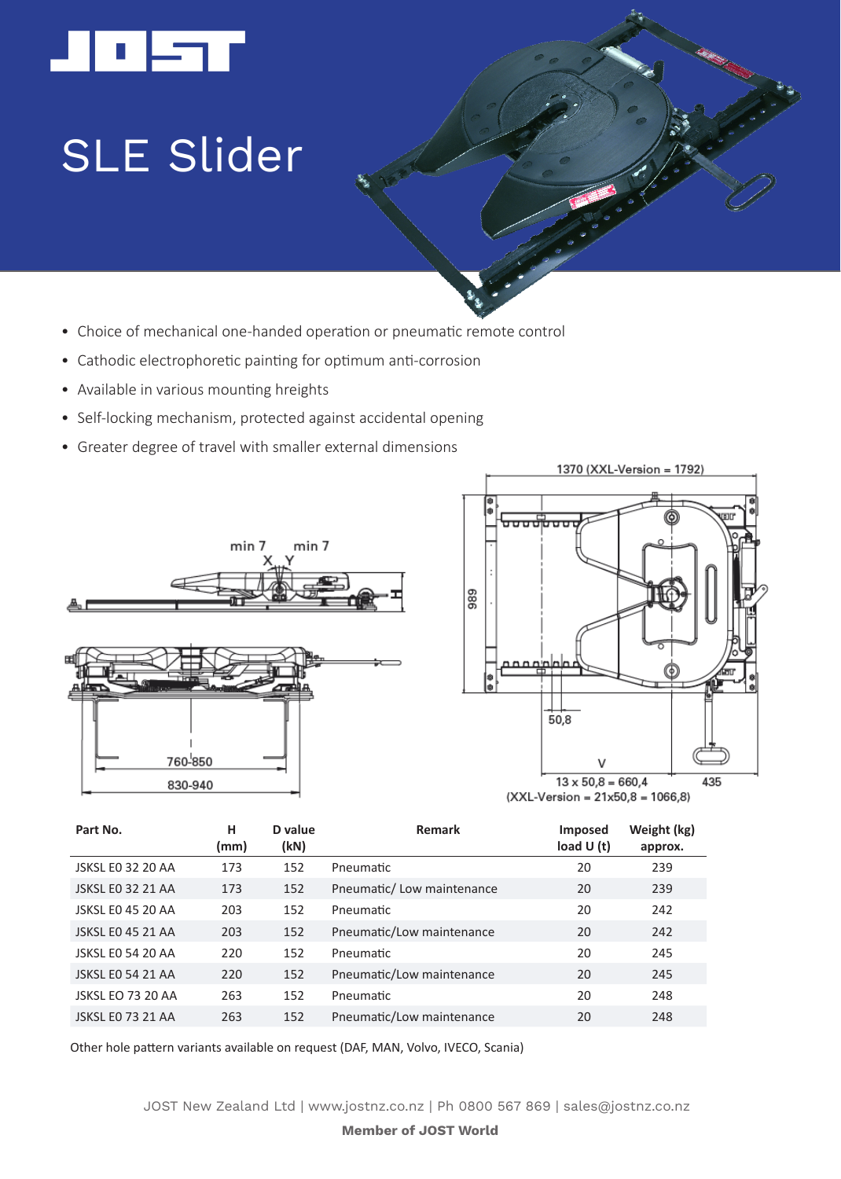# JOST

# SLE Slider

- Choice of mechanical one-handed operation or pneumatic remote control
- Cathodic electrophoretic painting for optimum anti-corrosion
- Available in various mounting hreights
- Self-locking mechanism, protected against accidental opening
- Greater degree of travel with smaller external dimensions

min 7 min 7
X Y
H

760-850
830-940

1370 (XXL-Version = 1792)
989
50,8
V
13 x 50,8 = 660,4 435
(XXL-Version = 21x50,8 = 1066,8)

| Part No. | H (mm) | D value (kN) | Remark | Imposed load U (t) | Weight (kg) approx. |
|---|---|---|---|---|---|
| JSKSL E0 32 20 AA | 173 | 152 | Pneumatic | 20 | 239 |
| JSKSL E0 32 21 AA | 173 | 152 | Pneumatic/ Low maintenance | 20 | 239 |
| JSKSL E0 45 20 AA | 203 | 152 | Pneumatic | 20 | 242 |
| JSKSL E0 45 21 AA | 203 | 152 | Pneumatic/Low maintenance | 20 | 242 |
| JSKSL E0 54 20 AA | 220 | 152 | Pneumatic | 20 | 245 |
| JSKSL E0 54 21 AA | 220 | 152 | Pneumatic/Low maintenance | 20 | 245 |
| JSKSL E0 73 20 AA | 263 | 152 | Pneumatic | 20 | 248 |
| JSKSL E0 73 21 AA | 263 | 152 | Pneumatic/Low maintenance | 20 | 248 |

Other hole pattern variants available on request (DAF, MAN, Volvo, IVECO, Scania)

JOST New Zealand Ltd | www.jostnz.co.nz | Ph 0800 567 869 | sales@jostnz.co.nz

**Member of JOST World**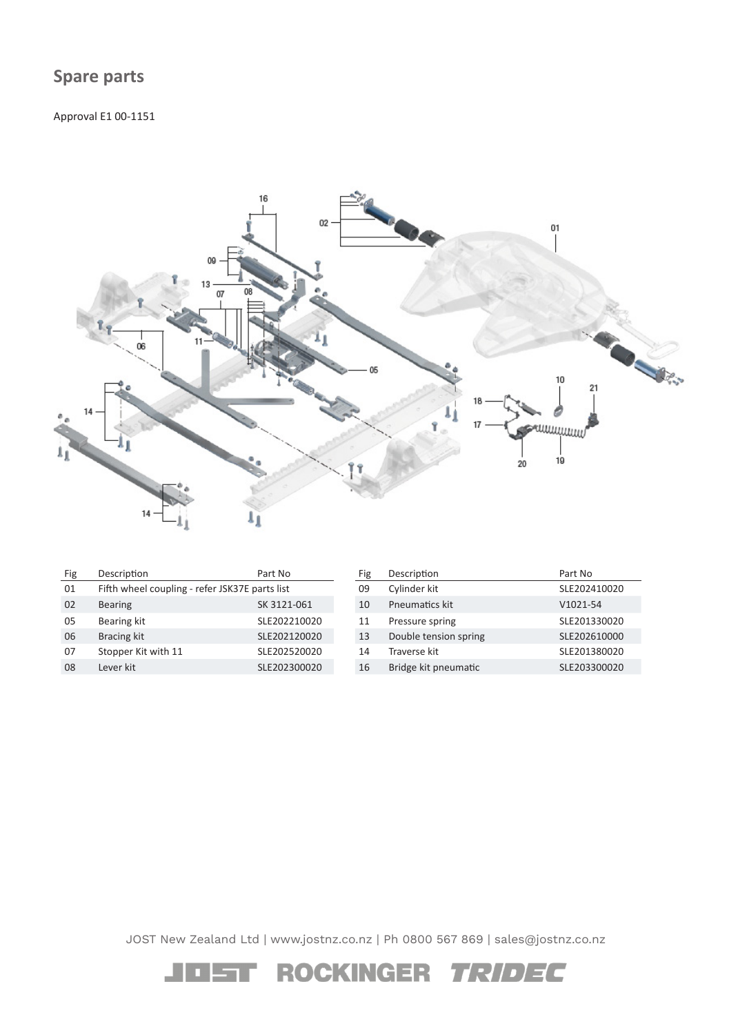## Spare parts

Approval E1 00-1151

16
02
01
09
13
07
08
11
06
05
14
10
21
18
17
20
19
14

| Fig | Description | Part No |
|---|---|---|
| 01 | Fifth wheel coupling - refer JSK37E parts list | |
| 02 | Bearing | SK 3121-061 |
| 05 | Bearing kit | SLE202210020 |
| 06 | Bracing kit | SLE202120020 |
| 07 | Stopper Kit with 11 | SLE202520020 |
| 08 | Lever kit | SLE202300020 |
| 09 | Cylinder kit | SLE202410020 |
| 10 | Pneumatics kit | V1021-54 |
| 11 | Pressure spring | SLE201330020 |
| 13 | Double tension spring | SLE202610000 |
| 14 | Traverse kit | SLE201380020 |
| 16 | Bridge kit pneumatic | SLE203300020 |

JOST New Zealand Ltd | www.jostnz.co.nz | Ph 0800 567 869 | sales@jostnz.co.nz

JOST ROCKINGER TRIDEC